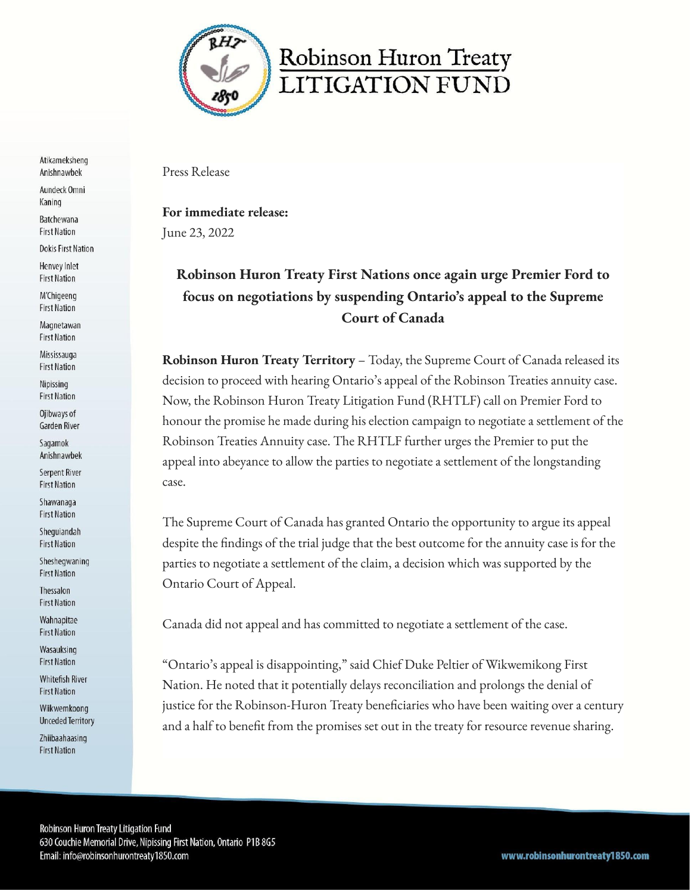# Robinson Huron Treaty LITIGATION FUND

Atikameksheng Anishnawbek
Aundeck Omni Kaning
Batchewana First Nation
Dokis First Nation
Henvey Inlet First Nation
M'Chigeeng First Nation
Magnetawan First Nation
Mississauga First Nation
Nipissing First Nation
Ojibways of Garden River
Sagamok Anishnawbek
Serpent River First Nation
Shawanaga First Nation
Sheguiandah First Nation
Sheshegwaning First Nation
Thessalon First Nation
Wahnapitae First Nation
Wasauksing First Nation
Whitefish River First Nation
Wikwemkoong Unceded Territory
Zhiibaahaasing First Nation

Press Release

**For immediate release:**
June 23, 2022

## Robinson Huron Treaty First Nations once again urge Premier Ford to focus on negotiations by suspending Ontario's appeal to the Supreme Court of Canada

**Robinson Huron Treaty Territory** – Today, the Supreme Court of Canada released its decision to proceed with hearing Ontario's appeal of the Robinson Treaties annuity case. Now, the Robinson Huron Treaty Litigation Fund (RHTLF) call on Premier Ford to honour the promise he made during his election campaign to negotiate a settlement of the Robinson Treaties Annuity case. The RHTLF further urges the Premier to put the appeal into abeyance to allow the parties to negotiate a settlement of the longstanding case.

The Supreme Court of Canada has granted Ontario the opportunity to argue its appeal despite the findings of the trial judge that the best outcome for the annuity case is for the parties to negotiate a settlement of the claim, a decision which was supported by the Ontario Court of Appeal.

Canada did not appeal and has committed to negotiate a settlement of the case.

"Ontario's appeal is disappointing," said Chief Duke Peltier of Wikwemikong First Nation. He noted that it potentially delays reconciliation and prolongs the denial of justice for the Robinson-Huron Treaty beneficiaries who have been waiting over a century and a half to benefit from the promises set out in the treaty for resource revenue sharing.

Robinson Huron Treaty Litigation Fund
630 Couchie Memorial Drive, Nipissing First Nation, Ontario P1B 8G5
Email: info@robinsonhurontreaty1850.com

www.robinsonhurontreaty1850.com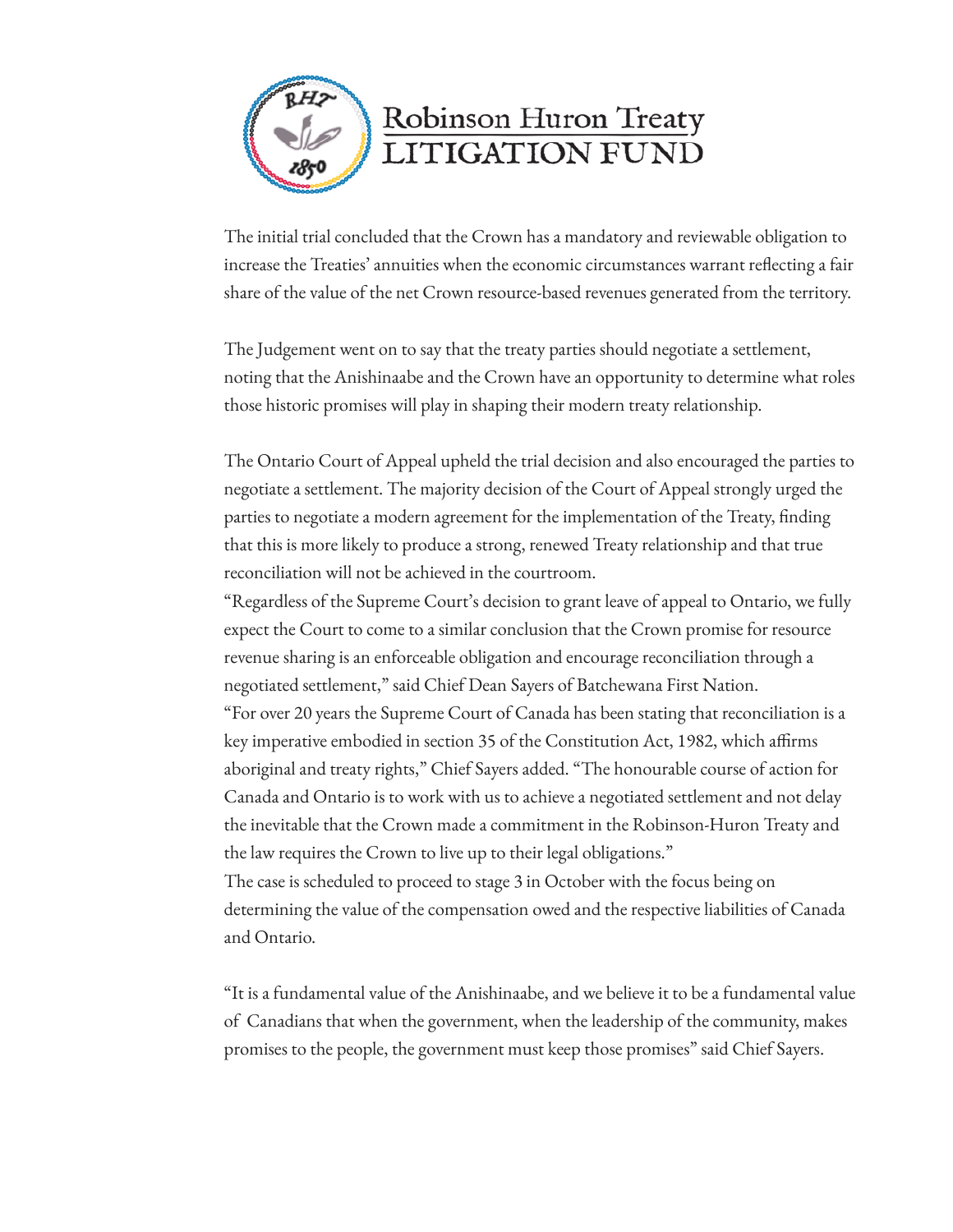The initial trial concluded that the Crown has a mandatory and reviewable obligation to increase the Treaties' annuities when the economic circumstances warrant reflecting a fair share of the value of the net Crown resource-based revenues generated from the territory.

The Judgement went on to say that the treaty parties should negotiate a settlement, noting that the Anishinaabe and the Crown have an opportunity to determine what roles those historic promises will play in shaping their modern treaty relationship.

The Ontario Court of Appeal upheld the trial decision and also encouraged the parties to negotiate a settlement. The majority decision of the Court of Appeal strongly urged the parties to negotiate a modern agreement for the implementation of the Treaty, finding that this is more likely to produce a strong, renewed Treaty relationship and that true reconciliation will not be achieved in the courtroom.

"Regardless of the Supreme Court's decision to grant leave of appeal to Ontario, we fully expect the Court to come to a similar conclusion that the Crown promise for resource revenue sharing is an enforceable obligation and encourage reconciliation through a negotiated settlement," said Chief Dean Sayers of Batchewana First Nation.

"For over 20 years the Supreme Court of Canada has been stating that reconciliation is a key imperative embodied in section 35 of the Constitution Act, 1982, which affirms aboriginal and treaty rights," Chief Sayers added. "The honourable course of action for Canada and Ontario is to work with us to achieve a negotiated settlement and not delay the inevitable that the Crown made a commitment in the Robinson-Huron Treaty and the law requires the Crown to live up to their legal obligations."

The case is scheduled to proceed to stage 3 in October with the focus being on determining the value of the compensation owed and the respective liabilities of Canada and Ontario.

"It is a fundamental value of the Anishinaabe, and we believe it to be a fundamental value of Canadians that when the government, when the leadership of the community, makes promises to the people, the government must keep those promises" said Chief Sayers.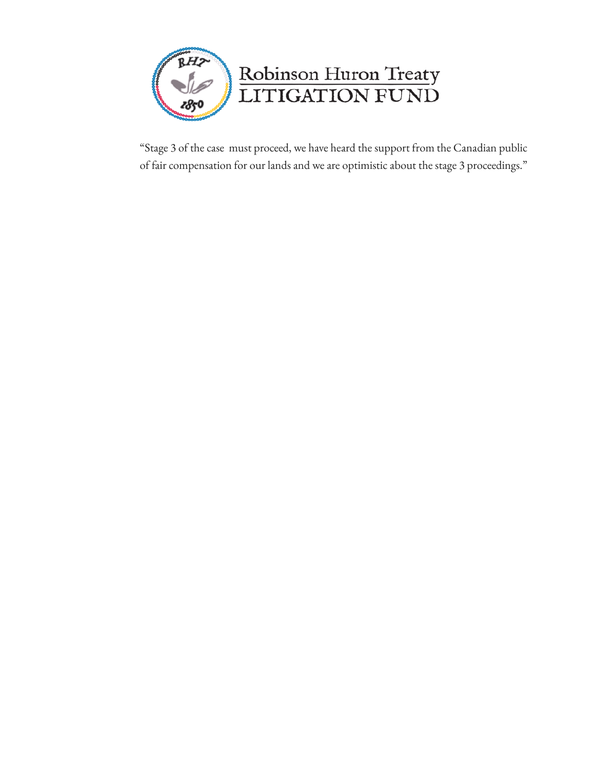Robinson Huron Treaty
LITIGATION FUND

"Stage 3 of the case must proceed, we have heard the support from the Canadian public of fair compensation for our lands and we are optimistic about the stage 3 proceedings."